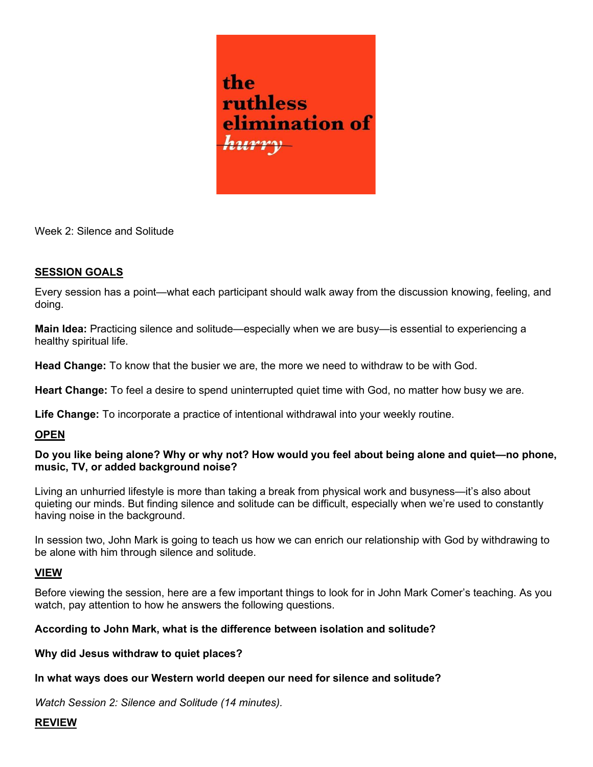the ruthless elimination of ~~*hurry*~~

Week 2: Silence and Solitude

## SESSION GOALS

Every session has a point—what each participant should walk away from the discussion knowing, feeling, and doing.

**Main Idea:** Practicing silence and solitude—especially when we are busy—is essential to experiencing a healthy spiritual life.

**Head Change:** To know that the busier we are, the more we need to withdraw to be with God.

**Heart Change:** To feel a desire to spend uninterrupted quiet time with God, no matter how busy we are.

**Life Change:** To incorporate a practice of intentional withdrawal into your weekly routine.

## OPEN

**Do you like being alone? Why or why not? How would you feel about being alone and quiet—no phone, music, TV, or added background noise?**

Living an unhurried lifestyle is more than taking a break from physical work and busyness—it's also about quieting our minds. But finding silence and solitude can be difficult, especially when we're used to constantly having noise in the background.

In session two, John Mark is going to teach us how we can enrich our relationship with God by withdrawing to be alone with him through silence and solitude.

## VIEW

Before viewing the session, here are a few important things to look for in John Mark Comer's teaching. As you watch, pay attention to how he answers the following questions.

**According to John Mark, what is the difference between isolation and solitude?**

**Why did Jesus withdraw to quiet places?**

**In what ways does our Western world deepen our need for silence and solitude?**

*Watch Session 2: Silence and Solitude (14 minutes).*

## REVIEW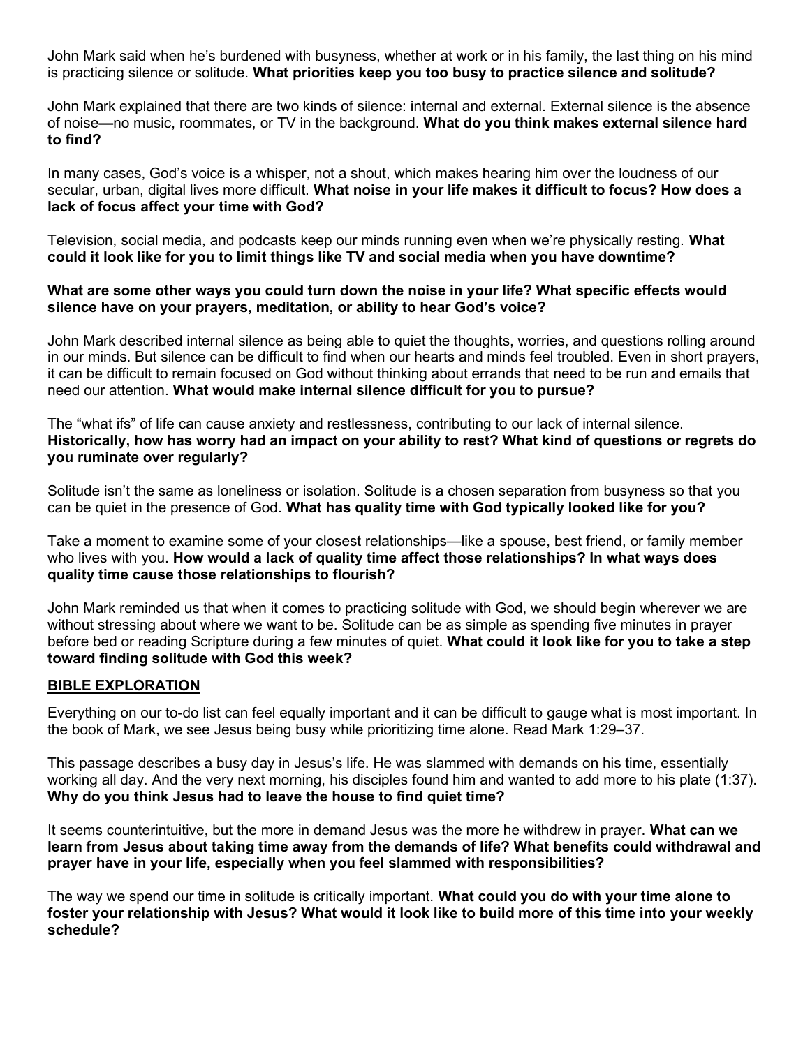John Mark said when he's burdened with busyness, whether at work or in his family, the last thing on his mind is practicing silence or solitude. **What priorities keep you too busy to practice silence and solitude?**

John Mark explained that there are two kinds of silence: internal and external. External silence is the absence of noise**—**no music, roommates, or TV in the background. **What do you think makes external silence hard to find?**

In many cases, God's voice is a whisper, not a shout, which makes hearing him over the loudness of our secular, urban, digital lives more difficult. **What noise in your life makes it difficult to focus? How does a lack of focus affect your time with God?**

Television, social media, and podcasts keep our minds running even when we're physically resting. **What could it look like for you to limit things like TV and social media when you have downtime?**

**What are some other ways you could turn down the noise in your life? What specific effects would silence have on your prayers, meditation, or ability to hear God's voice?**

John Mark described internal silence as being able to quiet the thoughts, worries, and questions rolling around in our minds. But silence can be difficult to find when our hearts and minds feel troubled. Even in short prayers, it can be difficult to remain focused on God without thinking about errands that need to be run and emails that need our attention. **What would make internal silence difficult for you to pursue?**

The "what ifs" of life can cause anxiety and restlessness, contributing to our lack of internal silence. **Historically, how has worry had an impact on your ability to rest? What kind of questions or regrets do you ruminate over regularly?**

Solitude isn't the same as loneliness or isolation. Solitude is a chosen separation from busyness so that you can be quiet in the presence of God. **What has quality time with God typically looked like for you?**

Take a moment to examine some of your closest relationships—like a spouse, best friend, or family member who lives with you. **How would a lack of quality time affect those relationships? In what ways does quality time cause those relationships to flourish?**

John Mark reminded us that when it comes to practicing solitude with God, we should begin wherever we are without stressing about where we want to be. Solitude can be as simple as spending five minutes in prayer before bed or reading Scripture during a few minutes of quiet. **What could it look like for you to take a step toward finding solitude with God this week?**

## BIBLE EXPLORATION

Everything on our to-do list can feel equally important and it can be difficult to gauge what is most important. In the book of Mark, we see Jesus being busy while prioritizing time alone. Read Mark 1:29–37.

This passage describes a busy day in Jesus's life. He was slammed with demands on his time, essentially working all day. And the very next morning, his disciples found him and wanted to add more to his plate (1:37). **Why do you think Jesus had to leave the house to find quiet time?**

It seems counterintuitive, but the more in demand Jesus was the more he withdrew in prayer. **What can we learn from Jesus about taking time away from the demands of life? What benefits could withdrawal and prayer have in your life, especially when you feel slammed with responsibilities?**

The way we spend our time in solitude is critically important. **What could you do with your time alone to foster your relationship with Jesus? What would it look like to build more of this time into your weekly schedule?**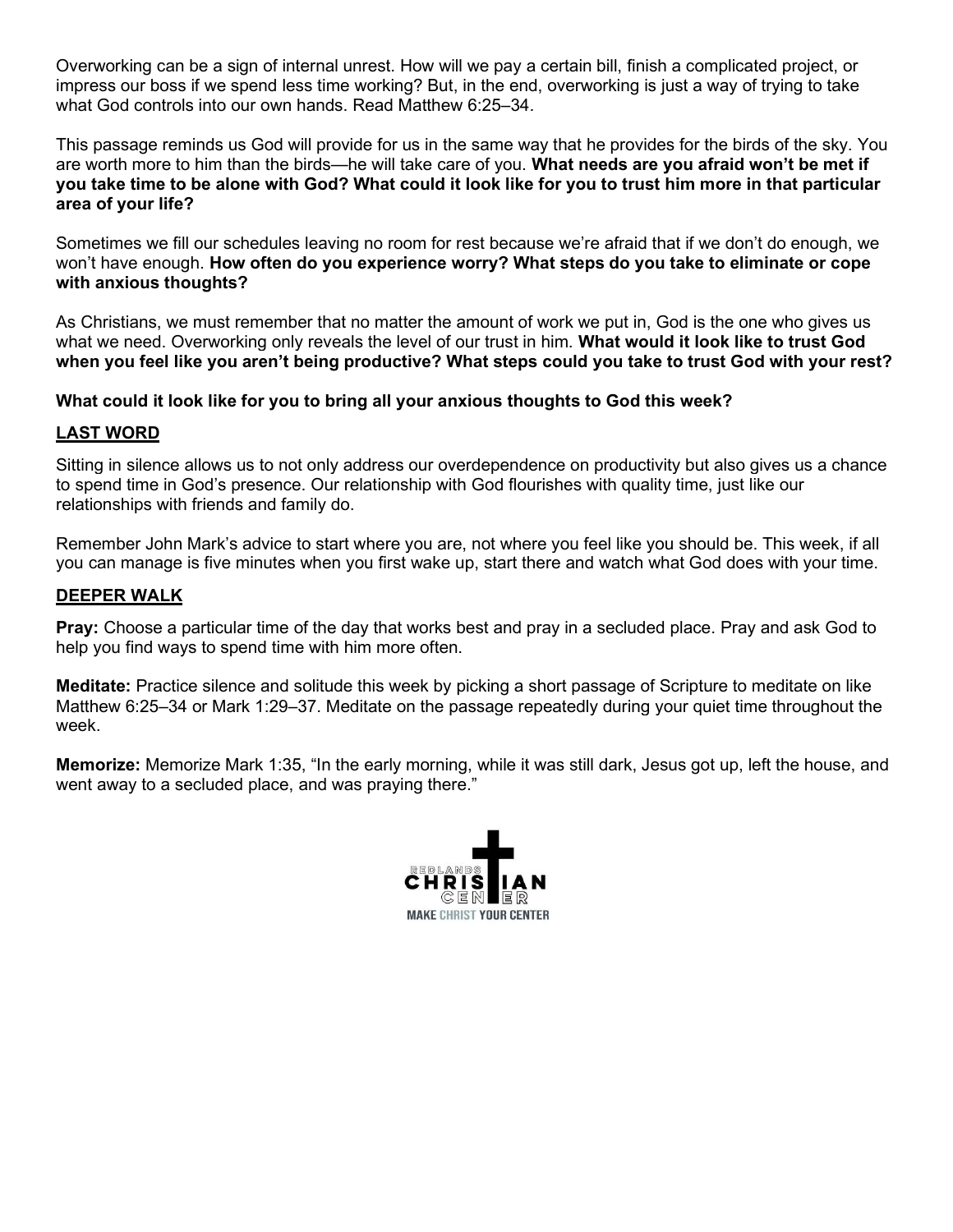Overworking can be a sign of internal unrest. How will we pay a certain bill, finish a complicated project, or impress our boss if we spend less time working? But, in the end, overworking is just a way of trying to take what God controls into our own hands. Read Matthew 6:25–34.

This passage reminds us God will provide for us in the same way that he provides for the birds of the sky. You are worth more to him than the birds—he will take care of you. **What needs are you afraid won't be met if you take time to be alone with God? What could it look like for you to trust him more in that particular area of your life?**

Sometimes we fill our schedules leaving no room for rest because we're afraid that if we don't do enough, we won't have enough. **How often do you experience worry? What steps do you take to eliminate or cope with anxious thoughts?**

As Christians, we must remember that no matter the amount of work we put in, God is the one who gives us what we need. Overworking only reveals the level of our trust in him. **What would it look like to trust God when you feel like you aren't being productive? What steps could you take to trust God with your rest?**

**What could it look like for you to bring all your anxious thoughts to God this week?**

## LAST WORD

Sitting in silence allows us to not only address our overdependence on productivity but also gives us a chance to spend time in God's presence. Our relationship with God flourishes with quality time, just like our relationships with friends and family do.

Remember John Mark's advice to start where you are, not where you feel like you should be. This week, if all you can manage is five minutes when you first wake up, start there and watch what God does with your time.

## DEEPER WALK

**Pray:** Choose a particular time of the day that works best and pray in a secluded place. Pray and ask God to help you find ways to spend time with him more often.

**Meditate:** Practice silence and solitude this week by picking a short passage of Scripture to meditate on like Matthew 6:25–34 or Mark 1:29–37. Meditate on the passage repeatedly during your quiet time throughout the week.

**Memorize:** Memorize Mark 1:35, "In the early morning, while it was still dark, Jesus got up, left the house, and went away to a secluded place, and was praying there."

REDLANDS CHRISTIAN CENTER

MAKE CHRIST YOUR CENTER